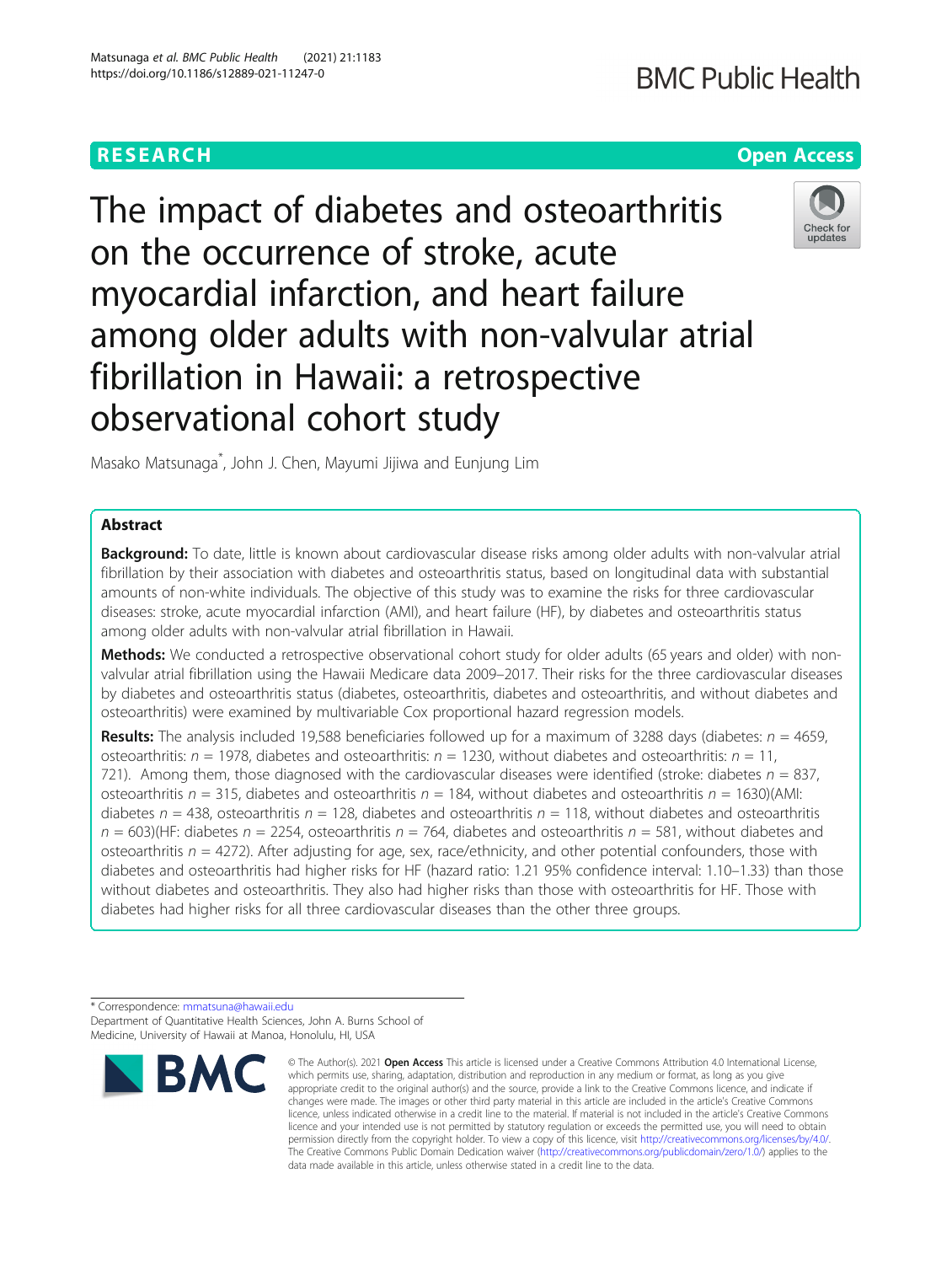RESEARCH

Open Access

# The impact of diabetes and osteoarthritis on the occurrence of stroke, acute myocardial infarction, and heart failure among older adults with non-valvular atrial fibrillation in Hawaii: a retrospective observational cohort study

Masako Matsunaga*, John J. Chen, Mayumi Jijiwa and Eunjung Lim

## Abstract

**Background:** To date, little is known about cardiovascular disease risks among older adults with non-valvular atrial fibrillation by their association with diabetes and osteoarthritis status, based on longitudinal data with substantial amounts of non-white individuals. The objective of this study was to examine the risks for three cardiovascular diseases: stroke, acute myocardial infarction (AMI), and heart failure (HF), by diabetes and osteoarthritis status among older adults with non-valvular atrial fibrillation in Hawaii.

**Methods:** We conducted a retrospective observational cohort study for older adults (65 years and older) with non-valvular atrial fibrillation using the Hawaii Medicare data 2009–2017. Their risks for the three cardiovascular diseases by diabetes and osteoarthritis status (diabetes, osteoarthritis, diabetes and osteoarthritis, and without diabetes and osteoarthritis) were examined by multivariable Cox proportional hazard regression models.

**Results:** The analysis included 19,588 beneficiaries followed up for a maximum of 3288 days (diabetes: *n* = 4659, osteoarthritis: *n* = 1978, diabetes and osteoarthritis: *n* = 1230, without diabetes and osteoarthritis: *n* = 11, 721). Among them, those diagnosed with the cardiovascular diseases were identified (stroke: diabetes *n* = 837, osteoarthritis *n* = 315, diabetes and osteoarthritis *n* = 184, without diabetes and osteoarthritis *n* = 1630)(AMI: diabetes *n* = 438, osteoarthritis *n* = 128, diabetes and osteoarthritis *n* = 118, without diabetes and osteoarthritis *n* = 603)(HF: diabetes *n* = 2254, osteoarthritis *n* = 764, diabetes and osteoarthritis *n* = 581, without diabetes and osteoarthritis *n* = 4272). After adjusting for age, sex, race/ethnicity, and other potential confounders, those with diabetes and osteoarthritis had higher risks for HF (hazard ratio: 1.21 95% confidence interval: 1.10–1.33) than those without diabetes and osteoarthritis. They also had higher risks than those with osteoarthritis for HF. Those with diabetes had higher risks for all three cardiovascular diseases than the other three groups.

\* Correspondence: mmatsuna@hawaii.edu
Department of Quantitative Health Sciences, John A. Burns School of Medicine, University of Hawaii at Manoa, Honolulu, HI, USA

© The Author(s). 2021 **Open Access** This article is licensed under a Creative Commons Attribution 4.0 International License, which permits use, sharing, adaptation, distribution and reproduction in any medium or format, as long as you give appropriate credit to the original author(s) and the source, provide a link to the Creative Commons licence, and indicate if changes were made. The images or other third party material in this article are included in the article's Creative Commons licence, unless indicated otherwise in a credit line to the material. If material is not included in the article's Creative Commons licence and your intended use is not permitted by statutory regulation or exceeds the permitted use, you will need to obtain permission directly from the copyright holder. To view a copy of this licence, visit http://creativecommons.org/licenses/by/4.0/. The Creative Commons Public Domain Dedication waiver (http://creativecommons.org/publicdomain/zero/1.0/) applies to the data made available in this article, unless otherwise stated in a credit line to the data.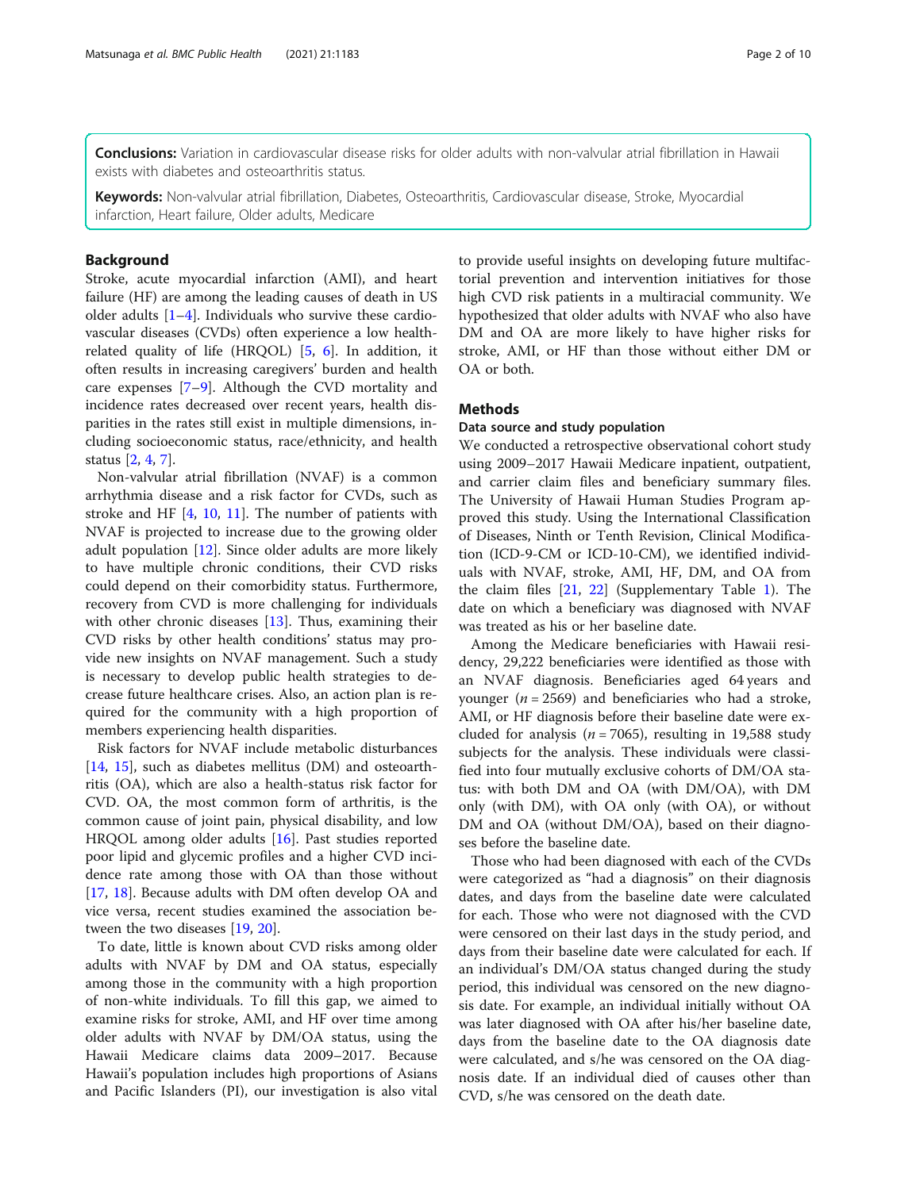**Conclusions:** Variation in cardiovascular disease risks for older adults with non-valvular atrial fibrillation in Hawaii exists with diabetes and osteoarthritis status.

**Keywords:** Non-valvular atrial fibrillation, Diabetes, Osteoarthritis, Cardiovascular disease, Stroke, Myocardial infarction, Heart failure, Older adults, Medicare

## Background

Stroke, acute myocardial infarction (AMI), and heart failure (HF) are among the leading causes of death in US older adults [1–4]. Individuals who survive these cardiovascular diseases (CVDs) often experience a low health-related quality of life (HRQOL) [5, 6]. In addition, it often results in increasing caregivers' burden and health care expenses [7–9]. Although the CVD mortality and incidence rates decreased over recent years, health disparities in the rates still exist in multiple dimensions, including socioeconomic status, race/ethnicity, and health status [2, 4, 7].

Non-valvular atrial fibrillation (NVAF) is a common arrhythmia disease and a risk factor for CVDs, such as stroke and HF [4, 10, 11]. The number of patients with NVAF is projected to increase due to the growing older adult population [12]. Since older adults are more likely to have multiple chronic conditions, their CVD risks could depend on their comorbidity status. Furthermore, recovery from CVD is more challenging for individuals with other chronic diseases [13]. Thus, examining their CVD risks by other health conditions' status may provide new insights on NVAF management. Such a study is necessary to develop public health strategies to decrease future healthcare crises. Also, an action plan is required for the community with a high proportion of members experiencing health disparities.

Risk factors for NVAF include metabolic disturbances [14, 15], such as diabetes mellitus (DM) and osteoarthritis (OA), which are also a health-status risk factor for CVD. OA, the most common form of arthritis, is the common cause of joint pain, physical disability, and low HRQOL among older adults [16]. Past studies reported poor lipid and glycemic profiles and a higher CVD incidence rate among those with OA than those without [17, 18]. Because adults with DM often develop OA and vice versa, recent studies examined the association between the two diseases [19, 20].

To date, little is known about CVD risks among older adults with NVAF by DM and OA status, especially among those in the community with a high proportion of non-white individuals. To fill this gap, we aimed to examine risks for stroke, AMI, and HF over time among older adults with NVAF by DM/OA status, using the Hawaii Medicare claims data 2009–2017. Because Hawaii's population includes high proportions of Asians and Pacific Islanders (PI), our investigation is also vital to provide useful insights on developing future multifactorial prevention and intervention initiatives for those high CVD risk patients in a multiracial community. We hypothesized that older adults with NVAF who also have DM and OA are more likely to have higher risks for stroke, AMI, or HF than those without either DM or OA or both.

## Methods

### Data source and study population

We conducted a retrospective observational cohort study using 2009–2017 Hawaii Medicare inpatient, outpatient, and carrier claim files and beneficiary summary files. The University of Hawaii Human Studies Program approved this study. Using the International Classification of Diseases, Ninth or Tenth Revision, Clinical Modification (ICD-9-CM or ICD-10-CM), we identified individuals with NVAF, stroke, AMI, HF, DM, and OA from the claim files [21, 22] (Supplementary Table 1). The date on which a beneficiary was diagnosed with NVAF was treated as his or her baseline date.

Among the Medicare beneficiaries with Hawaii residency, 29,222 beneficiaries were identified as those with an NVAF diagnosis. Beneficiaries aged 64 years and younger ($n = 2569$) and beneficiaries who had a stroke, AMI, or HF diagnosis before their baseline date were excluded for analysis ($n = 7065$), resulting in 19,588 study subjects for the analysis. These individuals were classified into four mutually exclusive cohorts of DM/OA status: with both DM and OA (with DM/OA), with DM only (with DM), with OA only (with OA), or without DM and OA (without DM/OA), based on their diagnoses before the baseline date.

Those who had been diagnosed with each of the CVDs were categorized as "had a diagnosis" on their diagnosis dates, and days from the baseline date were calculated for each. Those who were not diagnosed with the CVD were censored on their last days in the study period, and days from their baseline date were calculated for each. If an individual's DM/OA status changed during the study period, this individual was censored on the new diagnosis date. For example, an individual initially without OA was later diagnosed with OA after his/her baseline date, days from the baseline date to the OA diagnosis date were calculated, and s/he was censored on the OA diagnosis date. If an individual died of causes other than CVD, s/he was censored on the death date.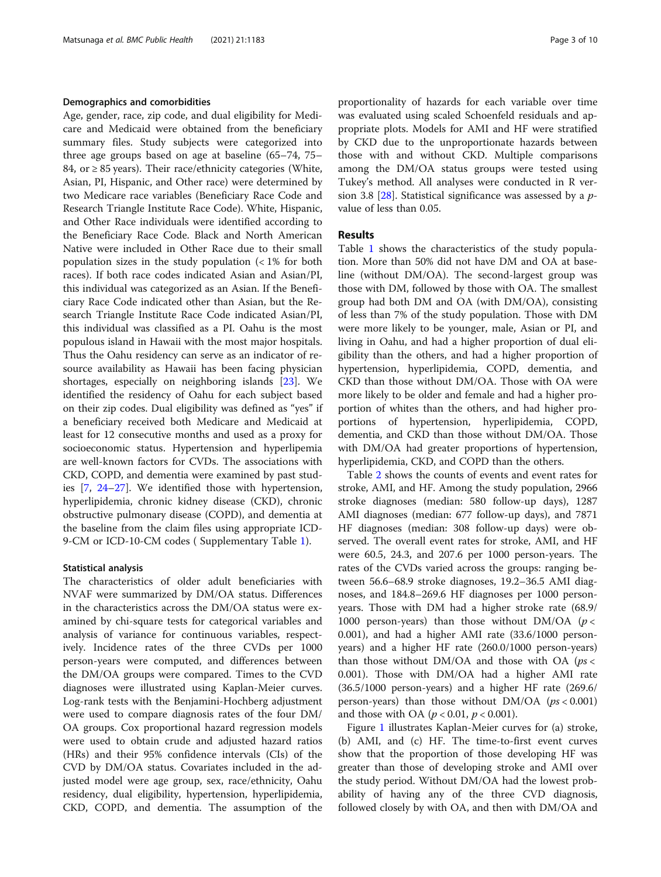### Demographics and comorbidities

Age, gender, race, zip code, and dual eligibility for Medicare and Medicaid were obtained from the beneficiary summary files. Study subjects were categorized into three age groups based on age at baseline (65–74, 75–84, or ≥ 85 years). Their race/ethnicity categories (White, Asian, PI, Hispanic, and Other race) were determined by two Medicare race variables (Beneficiary Race Code and Research Triangle Institute Race Code). White, Hispanic, and Other Race individuals were identified according to the Beneficiary Race Code. Black and North American Native were included in Other Race due to their small population sizes in the study population (< 1% for both races). If both race codes indicated Asian and Asian/PI, this individual was categorized as an Asian. If the Beneficiary Race Code indicated other than Asian, but the Research Triangle Institute Race Code indicated Asian/PI, this individual was classified as a PI. Oahu is the most populous island in Hawaii with the most major hospitals. Thus the Oahu residency can serve as an indicator of resource availability as Hawaii has been facing physician shortages, especially on neighboring islands [23]. We identified the residency of Oahu for each subject based on their zip codes. Dual eligibility was defined as "yes" if a beneficiary received both Medicare and Medicaid at least for 12 consecutive months and used as a proxy for socioeconomic status. Hypertension and hyperlipemia are well-known factors for CVDs. The associations with CKD, COPD, and dementia were examined by past studies [7, 24–27]. We identified those with hypertension, hyperlipidemia, chronic kidney disease (CKD), chronic obstructive pulmonary disease (COPD), and dementia at the baseline from the claim files using appropriate ICD-9-CM or ICD-10-CM codes ( Supplementary Table 1).

### Statistical analysis

The characteristics of older adult beneficiaries with NVAF were summarized by DM/OA status. Differences in the characteristics across the DM/OA status were examined by chi-square tests for categorical variables and analysis of variance for continuous variables, respectively. Incidence rates of the three CVDs per 1000 person-years were computed, and differences between the DM/OA groups were compared. Times to the CVD diagnoses were illustrated using Kaplan-Meier curves. Log-rank tests with the Benjamini-Hochberg adjustment were used to compare diagnosis rates of the four DM/OA groups. Cox proportional hazard regression models were used to obtain crude and adjusted hazard ratios (HRs) and their 95% confidence intervals (CIs) of the CVD by DM/OA status. Covariates included in the adjusted model were age group, sex, race/ethnicity, Oahu residency, dual eligibility, hypertension, hyperlipidemia, CKD, COPD, and dementia. The assumption of the proportionality of hazards for each variable over time was evaluated using scaled Schoenfeld residuals and appropriate plots. Models for AMI and HF were stratified by CKD due to the unproportionate hazards between those with and without CKD. Multiple comparisons among the DM/OA status groups were tested using Tukey's method. All analyses were conducted in R version 3.8 [28]. Statistical significance was assessed by a $p$-value of less than 0.05.

## Results

Table 1 shows the characteristics of the study population. More than 50% did not have DM and OA at baseline (without DM/OA). The second-largest group was those with DM, followed by those with OA. The smallest group had both DM and OA (with DM/OA), consisting of less than 7% of the study population. Those with DM were more likely to be younger, male, Asian or PI, and living in Oahu, and had a higher proportion of dual eligibility than the others, and had a higher proportion of hypertension, hyperlipidemia, COPD, dementia, and CKD than those without DM/OA. Those with OA were more likely to be older and female and had a higher proportion of whites than the others, and had higher proportions of hypertension, hyperlipidemia, COPD, dementia, and CKD than those without DM/OA. Those with DM/OA had greater proportions of hypertension, hyperlipidemia, CKD, and COPD than the others.

Table 2 shows the counts of events and event rates for stroke, AMI, and HF. Among the study population, 2966 stroke diagnoses (median: 580 follow-up days), 1287 AMI diagnoses (median: 677 follow-up days), and 7871 HF diagnoses (median: 308 follow-up days) were observed. The overall event rates for stroke, AMI, and HF were 60.5, 24.3, and 207.6 per 1000 person-years. The rates of the CVDs varied across the groups: ranging between 56.6–68.9 stroke diagnoses, 19.2–36.5 AMI diagnoses, and 184.8–269.6 HF diagnoses per 1000 person-years. Those with DM had a higher stroke rate (68.9/1000 person-years) than those without DM/OA ($p < 0.001$), and had a higher AMI rate (33.6/1000 person-years) and a higher HF rate (260.0/1000 person-years) than those without DM/OA and those with OA ($ps < 0.001$). Those with DM/OA had a higher AMI rate (36.5/1000 person-years) and a higher HF rate (269.6/person-years) than those without DM/OA ($ps < 0.001$) and those with OA ($p < 0.01$, $p < 0.001$).

Figure 1 illustrates Kaplan-Meier curves for (a) stroke, (b) AMI, and (c) HF. The time-to-first event curves show that the proportion of those developing HF was greater than those of developing stroke and AMI over the study period. Without DM/OA had the lowest probability of having any of the three CVD diagnosis, followed closely by with OA, and then with DM/OA and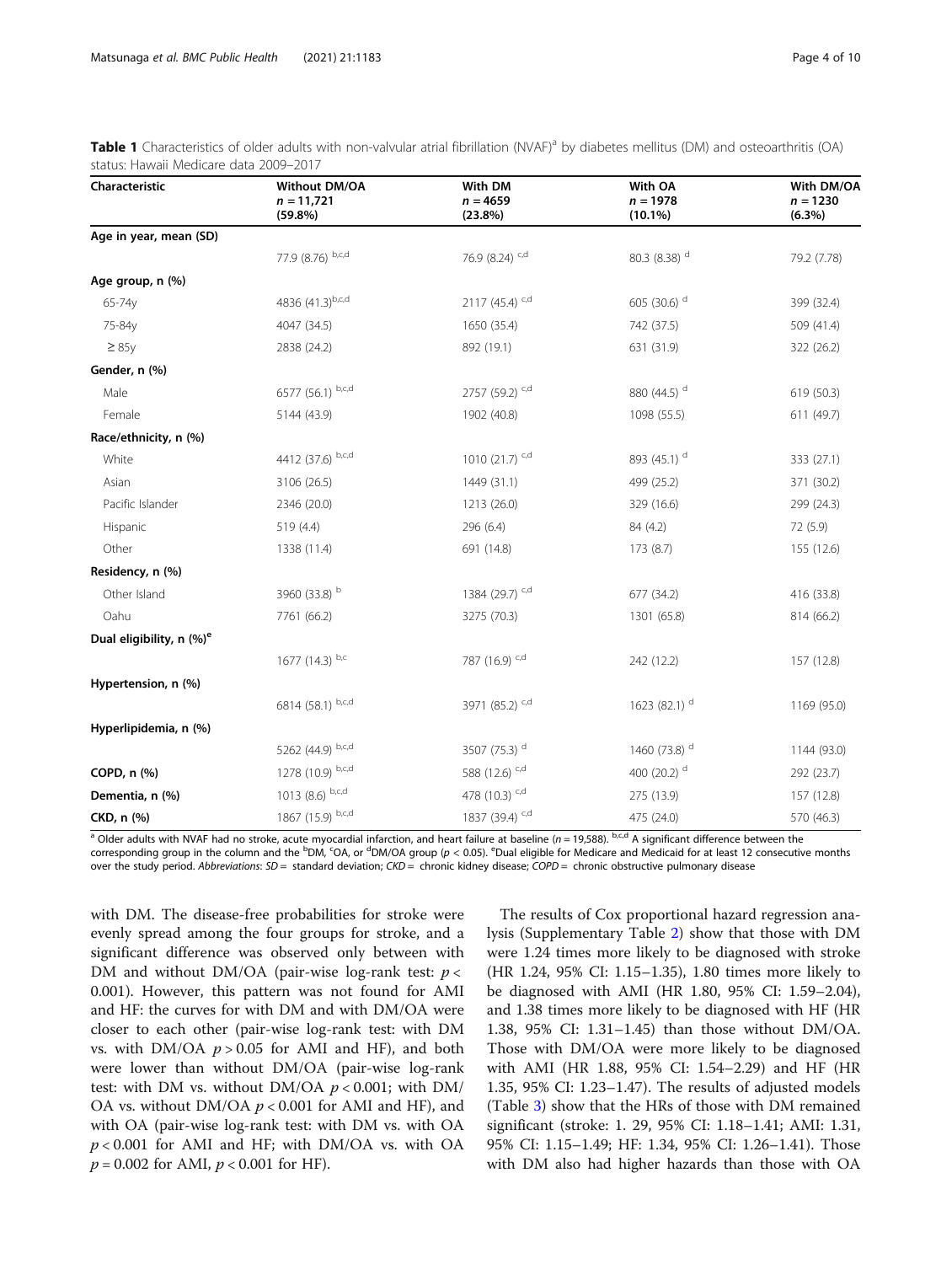**Table 1** Characteristics of older adults with non-valvular atrial fibrillation (NVAF)[a] by diabetes mellitus (DM) and osteoarthritis (OA) status: Hawaii Medicare data 2009–2017

| Characteristic | Without DM/OA $n = 11{,}721$ (59.8%) | With DM $n = 4659$ (23.8%) | With OA $n = 1978$ (10.1%) | With DM/OA $n = 1230$ (6.3%) |
|---|---|---|---|---|
| **Age in year, mean (SD)** | | | | |
| | 77.9 (8.76) [b,c,d] | 76.9 (8.24) [c,d] | 80.3 (8.38) [d] | 79.2 (7.78) |
| **Age group, n (%)** | | | | |
| 65-74y | 4836 (41.3)[b,c,d] | 2117 (45.4) [c,d] | 605 (30.6) [d] | 399 (32.4) |
| 75-84y | 4047 (34.5) | 1650 (35.4) | 742 (37.5) | 509 (41.4) |
| ≥ 85y | 2838 (24.2) | 892 (19.1) | 631 (31.9) | 322 (26.2) |
| **Gender, n (%)** | | | | |
| Male | 6577 (56.1) [b,c,d] | 2757 (59.2) [c,d] | 880 (44.5) [d] | 619 (50.3) |
| Female | 5144 (43.9) | 1902 (40.8) | 1098 (55.5) | 611 (49.7) |
| **Race/ethnicity, n (%)** | | | | |
| White | 4412 (37.6) [b,c,d] | 1010 (21.7) [c,d] | 893 (45.1) [d] | 333 (27.1) |
| Asian | 3106 (26.5) | 1449 (31.1) | 499 (25.2) | 371 (30.2) |
| Pacific Islander | 2346 (20.0) | 1213 (26.0) | 329 (16.6) | 299 (24.3) |
| Hispanic | 519 (4.4) | 296 (6.4) | 84 (4.2) | 72 (5.9) |
| Other | 1338 (11.4) | 691 (14.8) | 173 (8.7) | 155 (12.6) |
| **Residency, n (%)** | | | | |
| Other Island | 3960 (33.8) [b] | 1384 (29.7) [c,d] | 677 (34.2) | 416 (33.8) |
| Oahu | 7761 (66.2) | 3275 (70.3) | 1301 (65.8) | 814 (66.2) |
| **Dual eligibility, n (%)[e]** | | | | |
| | 1677 (14.3) [b,c] | 787 (16.9) [c,d] | 242 (12.2) | 157 (12.8) |
| **Hypertension, n (%)** | | | | |
| | 6814 (58.1) [b,c,d] | 3971 (85.2) [c,d] | 1623 (82.1) [d] | 1169 (95.0) |
| **Hyperlipidemia, n (%)** | | | | |
| | 5262 (44.9) [b,c,d] | 3507 (75.3) [d] | 1460 (73.8) [d] | 1144 (93.0) |
| **COPD, n (%)** | 1278 (10.9) [b,c,d] | 588 (12.6) [c,d] | 400 (20.2) [d] | 292 (23.7) |
| **Dementia, n (%)** | 1013 (8.6) [b,c,d] | 478 (10.3) [c,d] | 275 (13.9) | 157 (12.8) |
| **CKD, n (%)** | 1867 (15.9) [b,c,d] | 1837 (39.4) [c,d] | 475 (24.0) | 570 (46.3) |

[a] Older adults with NVAF had no stroke, acute myocardial infarction, and heart failure at baseline ($n = 19{,}588$). [b,c,d] A significant difference between the corresponding group in the column and the [b]DM, [c]OA, or [d]DM/OA group ($p < 0.05$). [e]Dual eligible for Medicare and Medicaid for at least 12 consecutive months over the study period. *Abbreviations*: *SD* = standard deviation; *CKD* = chronic kidney disease; *COPD* = chronic obstructive pulmonary disease

with DM. The disease-free probabilities for stroke were evenly spread among the four groups for stroke, and a significant difference was observed only between with DM and without DM/OA (pair-wise log-rank test: $p < 0.001$). However, this pattern was not found for AMI and HF: the curves for with DM and with DM/OA were closer to each other (pair-wise log-rank test: with DM vs. with DM/OA $p > 0.05$ for AMI and HF), and both were lower than without DM/OA (pair-wise log-rank test: with DM vs. without DM/OA $p < 0.001$; with DM/OA vs. without DM/OA $p < 0.001$ for AMI and HF), and with OA (pair-wise log-rank test: with DM vs. with OA $p < 0.001$ for AMI and HF; with DM/OA vs. with OA $p = 0.002$ for AMI, $p < 0.001$ for HF).

The results of Cox proportional hazard regression analysis (Supplementary Table 2) show that those with DM were 1.24 times more likely to be diagnosed with stroke (HR 1.24, 95% CI: 1.15–1.35), 1.80 times more likely to be diagnosed with AMI (HR 1.80, 95% CI: 1.59–2.04), and 1.38 times more likely to be diagnosed with HF (HR 1.38, 95% CI: 1.31–1.45) than those without DM/OA. Those with DM/OA were more likely to be diagnosed with AMI (HR 1.88, 95% CI: 1.54–2.29) and HF (HR 1.35, 95% CI: 1.23–1.47). The results of adjusted models (Table 3) show that the HRs of those with DM remained significant (stroke: 1. 29, 95% CI: 1.18–1.41; AMI: 1.31, 95% CI: 1.15–1.49; HF: 1.34, 95% CI: 1.26–1.41). Those with DM also had higher hazards than those with OA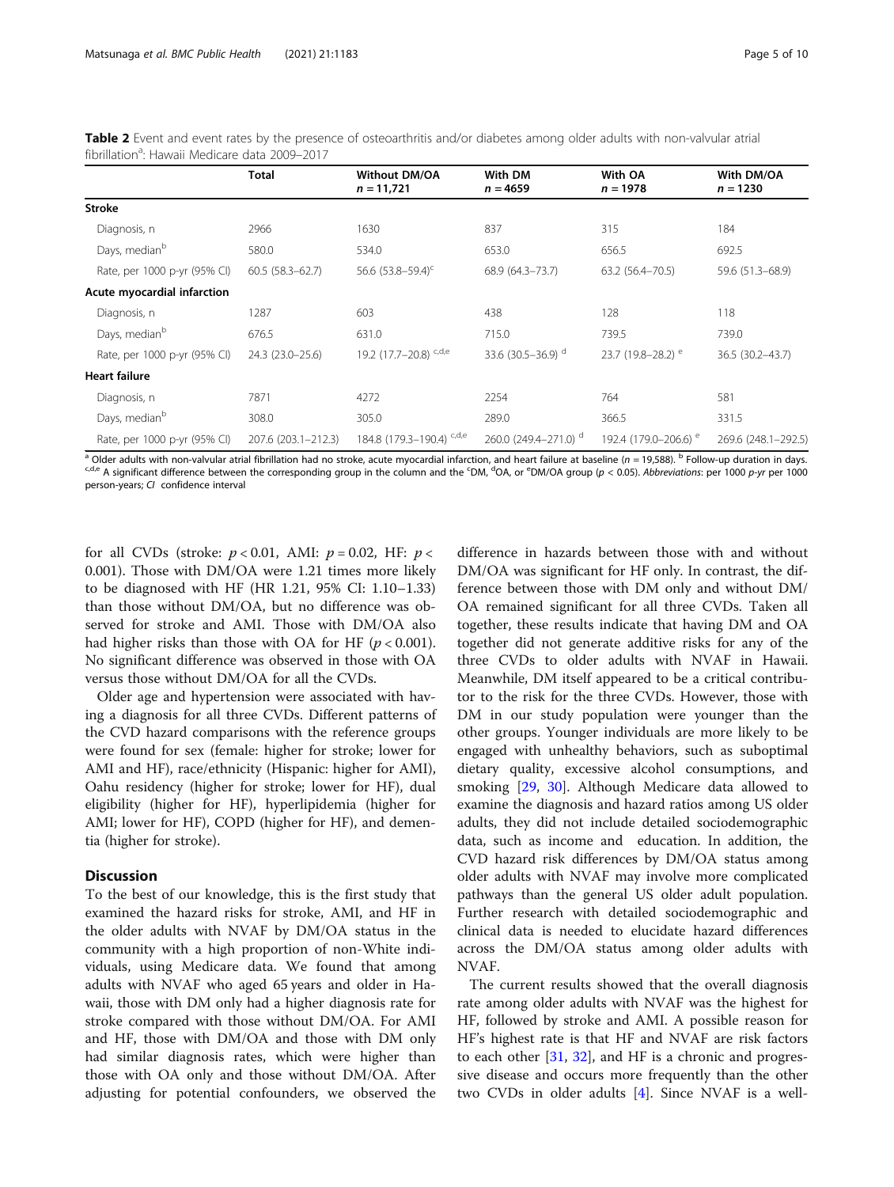**Table 2** Event and event rates by the presence of osteoarthritis and/or diabetes among older adults with non-valvular atrial fibrillation[a]: Hawaii Medicare data 2009–2017

| | Total | Without DM/OA $n = 11{,}721$ | With DM $n = 4659$ | With OA $n = 1978$ | With DM/OA $n = 1230$ |
|---|---|---|---|---|---|
| **Stroke** | | | | | |
| Diagnosis, n | 2966 | 1630 | 837 | 315 | 184 |
| Days, median[b] | 580.0 | 534.0 | 653.0 | 656.5 | 692.5 |
| Rate, per 1000 p-yr (95% CI) | 60.5 (58.3–62.7) | 56.6 (53.8–59.4)[c] | 68.9 (64.3–73.7) | 63.2 (56.4–70.5) | 59.6 (51.3–68.9) |
| **Acute myocardial infarction** | | | | | |
| Diagnosis, n | 1287 | 603 | 438 | 128 | 118 |
| Days, median[b] | 676.5 | 631.0 | 715.0 | 739.5 | 739.0 |
| Rate, per 1000 p-yr (95% CI) | 24.3 (23.0–25.6) | 19.2 (17.7–20.8) [c,d,e] | 33.6 (30.5–36.9) [d] | 23.7 (19.8–28.2) [e] | 36.5 (30.2–43.7) |
| **Heart failure** | | | | | |
| Diagnosis, n | 7871 | 4272 | 2254 | 764 | 581 |
| Days, median[b] | 308.0 | 305.0 | 289.0 | 366.5 | 331.5 |
| Rate, per 1000 p-yr (95% CI) | 207.6 (203.1–212.3) | 184.8 (179.3–190.4) [c,d,e] | 260.0 (249.4–271.0) [d] | 192.4 (179.0–206.6) [e] | 269.6 (248.1–292.5) |

[a] Older adults with non-valvular atrial fibrillation had no stroke, acute myocardial infarction, and heart failure at baseline ($n = 19{,}588$). [b] Follow-up duration in days. [c,d,e] A significant difference between the corresponding group in the column and the [c]DM, [d]OA, or [e]DM/OA group ($p < 0.05$). *Abbreviations*: per 1000 *p-yr* per 1000 person-years; *CI* confidence interval

for all CVDs (stroke: $p < 0.01$, AMI: $p = 0.02$, HF: $p < 0.001$). Those with DM/OA were 1.21 times more likely to be diagnosed with HF (HR 1.21, 95% CI: 1.10–1.33) than those without DM/OA, but no difference was observed for stroke and AMI. Those with DM/OA also had higher risks than those with OA for HF ($p < 0.001$). No significant difference was observed in those with OA versus those without DM/OA for all the CVDs.

Older age and hypertension were associated with having a diagnosis for all three CVDs. Different patterns of the CVD hazard comparisons with the reference groups were found for sex (female: higher for stroke; lower for AMI and HF), race/ethnicity (Hispanic: higher for AMI), Oahu residency (higher for stroke; lower for HF), dual eligibility (higher for HF), hyperlipidemia (higher for AMI; lower for HF), COPD (higher for HF), and dementia (higher for stroke).

## Discussion

To the best of our knowledge, this is the first study that examined the hazard risks for stroke, AMI, and HF in the older adults with NVAF by DM/OA status in the community with a high proportion of non-White individuals, using Medicare data. We found that among adults with NVAF who aged 65 years and older in Hawaii, those with DM only had a higher diagnosis rate for stroke compared with those without DM/OA. For AMI and HF, those with DM/OA and those with DM only had similar diagnosis rates, which were higher than those with OA only and those without DM/OA. After adjusting for potential confounders, we observed the difference in hazards between those with and without DM/OA was significant for HF only. In contrast, the difference between those with DM only and without DM/OA remained significant for all three CVDs. Taken all together, these results indicate that having DM and OA together did not generate additive risks for any of the three CVDs to older adults with NVAF in Hawaii. Meanwhile, DM itself appeared to be a critical contributor to the risk for the three CVDs. However, those with DM in our study population were younger than the other groups. Younger individuals are more likely to be engaged with unhealthy behaviors, such as suboptimal dietary quality, excessive alcohol consumptions, and smoking [29, 30]. Although Medicare data allowed to examine the diagnosis and hazard ratios among US older adults, they did not include detailed sociodemographic data, such as income and education. In addition, the CVD hazard risk differences by DM/OA status among older adults with NVAF may involve more complicated pathways than the general US older adult population. Further research with detailed sociodemographic and clinical data is needed to elucidate hazard differences across the DM/OA status among older adults with NVAF.

The current results showed that the overall diagnosis rate among older adults with NVAF was the highest for HF, followed by stroke and AMI. A possible reason for HF's highest rate is that HF and NVAF are risk factors to each other [31, 32], and HF is a chronic and progressive disease and occurs more frequently than the other two CVDs in older adults [4]. Since NVAF is a well-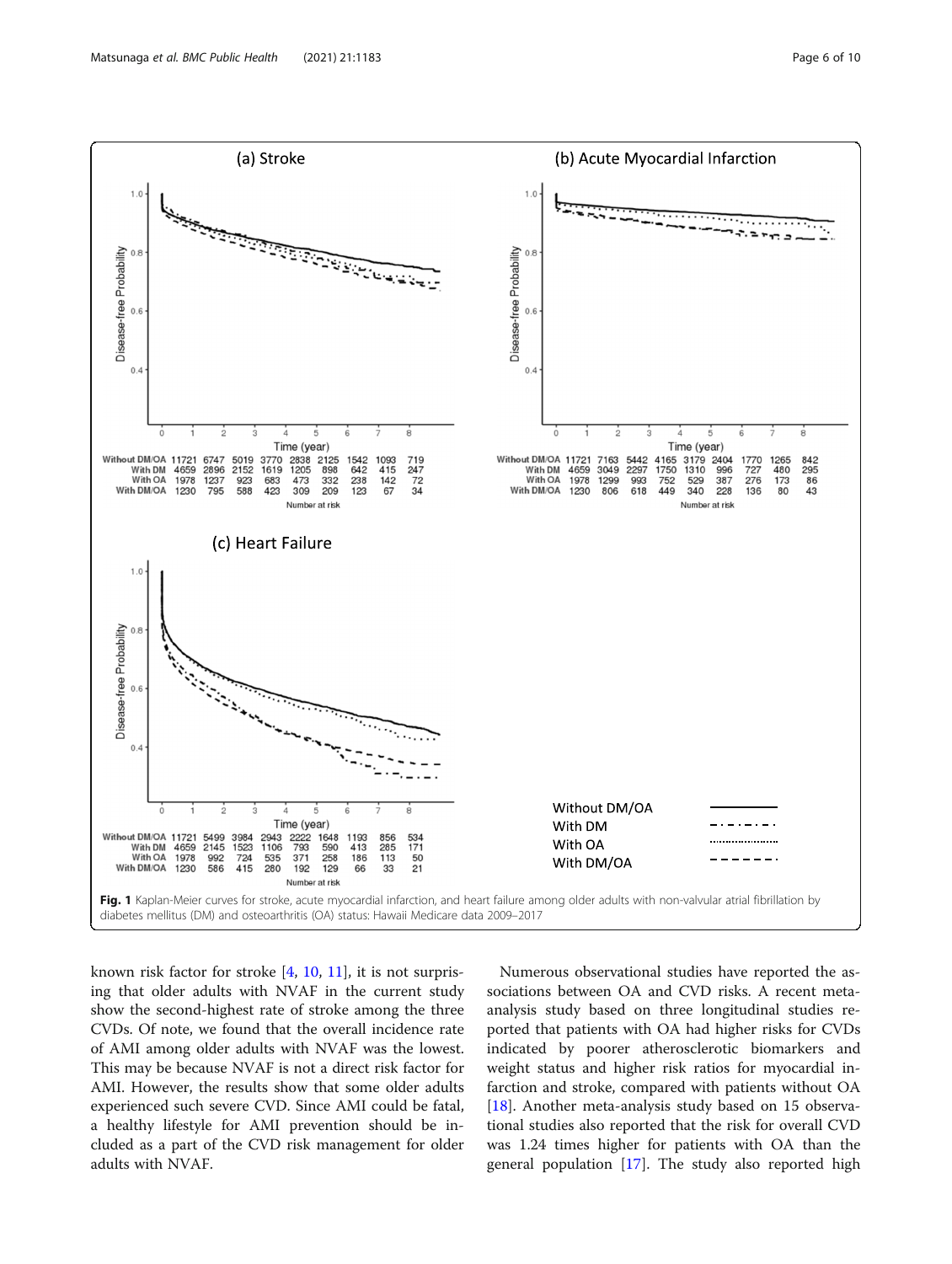(a) Stroke

Disease-free Probability

1.0
0.8
0.6
0.4

0 1 2 3 4 5 6 7 8

Time (year)

Without DM/OA 11721 6747 5019 3770 2838 2125 1542 1093 719
With DM 4659 2896 2152 1619 1205 898 642 415 247
With OA 1978 1237 923 683 473 332 238 142 72
With DM/OA 1230 795 588 423 309 209 123 67 34

Number at risk

(b) Acute Myocardial Infarction

Disease-free Probability

1.0
0.8
0.6
0.4

0 1 2 3 4 5 6 7 8

Time (year)

Without DM/OA 11721 7163 5442 4165 3179 2404 1770 1265 842
With DM 4659 3049 2297 1750 1310 996 727 480 295
With OA 1978 1299 993 752 529 387 276 173 86
With DM/OA 1230 806 618 449 340 228 136 80 43

Number at risk

(c) Heart Failure

Disease-free Probability

1.0
0.8
0.6
0.4

0 1 2 3 4 5 6 7 8

Time (year)

Without DM/OA 11721 5499 3984 2943 2222 1648 1193 856 534
With DM 4659 2145 1523 1106 793 590 413 285 171
With OA 1978 992 724 535 371 258 186 113 50
With DM/OA 1230 586 415 280 192 129 66 33 21

Number at risk

Without DM/OA
With DM
With OA
With DM/OA

**Fig. 1** Kaplan-Meier curves for stroke, acute myocardial infarction, and heart failure among older adults with non-valvular atrial fibrillation by diabetes mellitus (DM) and osteoarthritis (OA) status: Hawaii Medicare data 2009–2017

known risk factor for stroke [4, 10, 11], it is not surprising that older adults with NVAF in the current study show the second-highest rate of stroke among the three CVDs. Of note, we found that the overall incidence rate of AMI among older adults with NVAF was the lowest. This may be because NVAF is not a direct risk factor for AMI. However, the results show that some older adults experienced such severe CVD. Since AMI could be fatal, a healthy lifestyle for AMI prevention should be included as a part of the CVD risk management for older adults with NVAF.

Numerous observational studies have reported the associations between OA and CVD risks. A recent meta-analysis study based on three longitudinal studies reported that patients with OA had higher risks for CVDs indicated by poorer atherosclerotic biomarkers and weight status and higher risk ratios for myocardial infarction and stroke, compared with patients without OA [18]. Another meta-analysis study based on 15 observational studies also reported that the risk for overall CVD was 1.24 times higher for patients with OA than the general population [17]. The study also reported high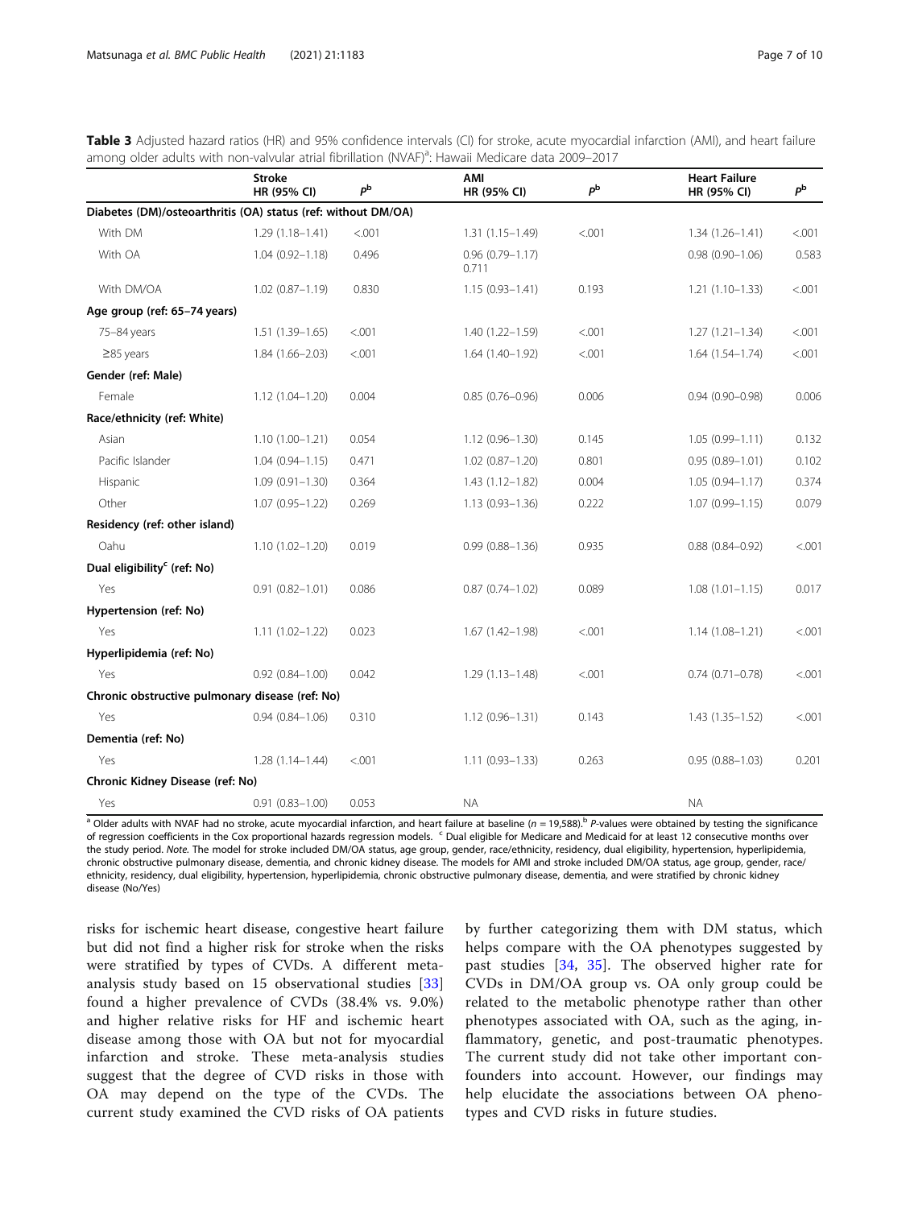**Table 3** Adjusted hazard ratios (HR) and 95% confidence intervals (CI) for stroke, acute myocardial infarction (AMI), and heart failure among older adults with non-valvular atrial fibrillation (NVAF)[a]: Hawaii Medicare data 2009–2017

| | Stroke HR (95% CI) | $P^b$ | AMI HR (95% CI) | $P^b$ | Heart Failure HR (95% CI) | $P^b$ |
|---|---|---|---|---|---|---|
| **Diabetes (DM)/osteoarthritis (OA) status (ref: without DM/OA)** | | | | | | |
| With DM | 1.29 (1.18–1.41) | <.001 | 1.31 (1.15–1.49) | <.001 | 1.34 (1.26–1.41) | <.001 |
| With OA | 1.04 (0.92–1.18) | 0.496 | 0.96 (0.79–1.17) 0.711 | | 0.98 (0.90–1.06) | 0.583 |
| With DM/OA | 1.02 (0.87–1.19) | 0.830 | 1.15 (0.93–1.41) | 0.193 | 1.21 (1.10–1.33) | <.001 |
| **Age group (ref: 65–74 years)** | | | | | | |
| 75–84 years | 1.51 (1.39–1.65) | <.001 | 1.40 (1.22–1.59) | <.001 | 1.27 (1.21–1.34) | <.001 |
| ≥85 years | 1.84 (1.66–2.03) | <.001 | 1.64 (1.40–1.92) | <.001 | 1.64 (1.54–1.74) | <.001 |
| **Gender (ref: Male)** | | | | | | |
| Female | 1.12 (1.04–1.20) | 0.004 | 0.85 (0.76–0.96) | 0.006 | 0.94 (0.90–0.98) | 0.006 |
| **Race/ethnicity (ref: White)** | | | | | | |
| Asian | 1.10 (1.00–1.21) | 0.054 | 1.12 (0.96–1.30) | 0.145 | 1.05 (0.99–1.11) | 0.132 |
| Pacific Islander | 1.04 (0.94–1.15) | 0.471 | 1.02 (0.87–1.20) | 0.801 | 0.95 (0.89–1.01) | 0.102 |
| Hispanic | 1.09 (0.91–1.30) | 0.364 | 1.43 (1.12–1.82) | 0.004 | 1.05 (0.94–1.17) | 0.374 |
| Other | 1.07 (0.95–1.22) | 0.269 | 1.13 (0.93–1.36) | 0.222 | 1.07 (0.99–1.15) | 0.079 |
| **Residency (ref: other island)** | | | | | | |
| Oahu | 1.10 (1.02–1.20) | 0.019 | 0.99 (0.88–1.36) | 0.935 | 0.88 (0.84–0.92) | <.001 |
| **Dual eligibility[c] (ref: No)** | | | | | | |
| Yes | 0.91 (0.82–1.01) | 0.086 | 0.87 (0.74–1.02) | 0.089 | 1.08 (1.01–1.15) | 0.017 |
| **Hypertension (ref: No)** | | | | | | |
| Yes | 1.11 (1.02–1.22) | 0.023 | 1.67 (1.42–1.98) | <.001 | 1.14 (1.08–1.21) | <.001 |
| **Hyperlipidemia (ref: No)** | | | | | | |
| Yes | 0.92 (0.84–1.00) | 0.042 | 1.29 (1.13–1.48) | <.001 | 0.74 (0.71–0.78) | <.001 |
| **Chronic obstructive pulmonary disease (ref: No)** | | | | | | |
| Yes | 0.94 (0.84–1.06) | 0.310 | 1.12 (0.96–1.31) | 0.143 | 1.43 (1.35–1.52) | <.001 |
| **Dementia (ref: No)** | | | | | | |
| Yes | 1.28 (1.14–1.44) | <.001 | 1.11 (0.93–1.33) | 0.263 | 0.95 (0.88–1.03) | 0.201 |
| **Chronic Kidney Disease (ref: No)** | | | | | | |
| Yes | 0.91 (0.83–1.00) | 0.053 | NA | | NA | |

[a] Older adults with NVAF had no stroke, acute myocardial infarction, and heart failure at baseline ($n$ = 19,588). [b] P-values were obtained by testing the significance of regression coefficients in the Cox proportional hazards regression models. [c] Dual eligible for Medicare and Medicaid for at least 12 consecutive months over the study period. *Note.* The model for stroke included DM/OA status, age group, gender, race/ethnicity, residency, dual eligibility, hypertension, hyperlipidemia, chronic obstructive pulmonary disease, dementia, and chronic kidney disease. The models for AMI and stroke included DM/OA status, age group, gender, race/ethnicity, residency, dual eligibility, hypertension, hyperlipidemia, chronic obstructive pulmonary disease, dementia, and were stratified by chronic kidney disease (No/Yes)

risks for ischemic heart disease, congestive heart failure but did not find a higher risk for stroke when the risks were stratified by types of CVDs. A different meta-analysis study based on 15 observational studies [33] found a higher prevalence of CVDs (38.4% vs. 9.0%) and higher relative risks for HF and ischemic heart disease among those with OA but not for myocardial infarction and stroke. These meta-analysis studies suggest that the degree of CVD risks in those with OA may depend on the type of the CVDs. The current study examined the CVD risks of OA patients by further categorizing them with DM status, which helps compare with the OA phenotypes suggested by past studies [34, 35]. The observed higher rate for CVDs in DM/OA group vs. OA only group could be related to the metabolic phenotype rather than other phenotypes associated with OA, such as the aging, inflammatory, genetic, and post-traumatic phenotypes. The current study did not take other important confounders into account. However, our findings may help elucidate the associations between OA phenotypes and CVD risks in future studies.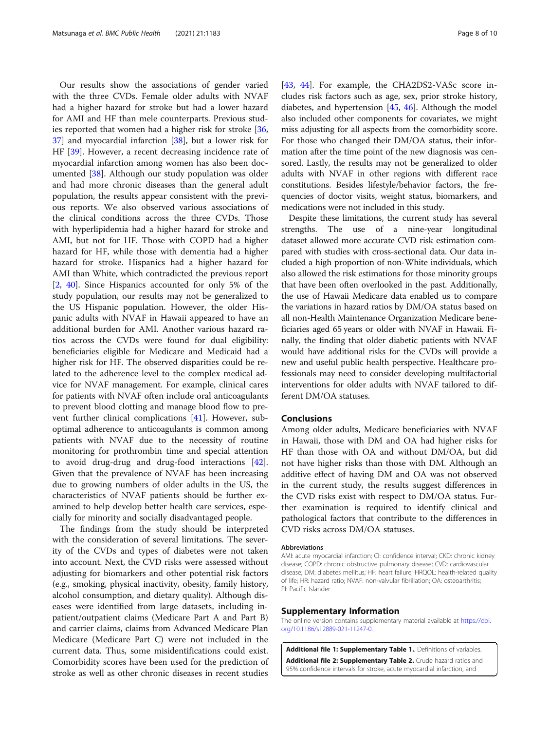Our results show the associations of gender varied with the three CVDs. Female older adults with NVAF had a higher hazard for stroke but had a lower hazard for AMI and HF than mele counterparts. Previous studies reported that women had a higher risk for stroke [36, 37] and myocardial infarction [38], but a lower risk for HF [39]. However, a recent decreasing incidence rate of myocardial infarction among women has also been documented [38]. Although our study population was older and had more chronic diseases than the general adult population, the results appear consistent with the previous reports. We also observed various associations of the clinical conditions across the three CVDs. Those with hyperlipidemia had a higher hazard for stroke and AMI, but not for HF. Those with COPD had a higher hazard for HF, while those with dementia had a higher hazard for stroke. Hispanics had a higher hazard for AMI than White, which contradicted the previous report [2, 40]. Since Hispanics accounted for only 5% of the study population, our results may not be generalized to the US Hispanic population. However, the older Hispanic adults with NVAF in Hawaii appeared to have an additional burden for AMI. Another various hazard ratios across the CVDs were found for dual eligibility: beneficiaries eligible for Medicare and Medicaid had a higher risk for HF. The observed disparities could be related to the adherence level to the complex medical advice for NVAF management. For example, clinical cares for patients with NVAF often include oral anticoagulants to prevent blood clotting and manage blood flow to prevent further clinical complications [41]. However, suboptimal adherence to anticoagulants is common among patients with NVAF due to the necessity of routine monitoring for prothrombin time and special attention to avoid drug-drug and drug-food interactions [42]. Given that the prevalence of NVAF has been increasing due to growing numbers of older adults in the US, the characteristics of NVAF patients should be further examined to help develop better health care services, especially for minority and socially disadvantaged people.

The findings from the study should be interpreted with the consideration of several limitations. The severity of the CVDs and types of diabetes were not taken into account. Next, the CVD risks were assessed without adjusting for biomarkers and other potential risk factors (e.g., smoking, physical inactivity, obesity, family history, alcohol consumption, and dietary quality). Although diseases were identified from large datasets, including inpatient/outpatient claims (Medicare Part A and Part B) and carrier claims, claims from Advanced Medicare Plan Medicare (Medicare Part C) were not included in the current data. Thus, some misidentifications could exist. Comorbidity scores have been used for the prediction of stroke as well as other chronic diseases in recent studies [43, 44]. For example, the CHA2DS2-VASc score includes risk factors such as age, sex, prior stroke history, diabetes, and hypertension [45, 46]. Although the model also included other components for covariates, we might miss adjusting for all aspects from the comorbidity score. For those who changed their DM/OA status, their information after the time point of the new diagnosis was censored. Lastly, the results may not be generalized to older adults with NVAF in other regions with different race constitutions. Besides lifestyle/behavior factors, the frequencies of doctor visits, weight status, biomarkers, and medications were not included in this study.

Despite these limitations, the current study has several strengths. The use of a nine-year longitudinal dataset allowed more accurate CVD risk estimation compared with studies with cross-sectional data. Our data included a high proportion of non-White individuals, which also allowed the risk estimations for those minority groups that have been often overlooked in the past. Additionally, the use of Hawaii Medicare data enabled us to compare the variations in hazard ratios by DM/OA status based on all non-Health Maintenance Organization Medicare beneficiaries aged 65 years or older with NVAF in Hawaii. Finally, the finding that older diabetic patients with NVAF would have additional risks for the CVDs will provide a new and useful public health perspective. Healthcare professionals may need to consider developing multifactorial interventions for older adults with NVAF tailored to different DM/OA statuses.

## Conclusions

Among older adults, Medicare beneficiaries with NVAF in Hawaii, those with DM and OA had higher risks for HF than those with OA and without DM/OA, but did not have higher risks than those with DM. Although an additive effect of having DM and OA was not observed in the current study, the results suggest differences in the CVD risks exist with respect to DM/OA status. Further examination is required to identify clinical and pathological factors that contribute to the differences in CVD risks across DM/OA statuses.

### Abbreviations

AMI: acute myocardial infarction; CI: confidence interval; CKD: chronic kidney disease; COPD: chronic obstructive pulmonary disease; CVD: cardiovascular disease; DM: diabetes mellitus; HF: heart failure; HRQOL: health-related quality of life; HR: hazard ratio; NVAF: non-valvular fibrillation; OA: osteoarthritis; PI: Pacific Islander

## Supplementary Information

The online version contains supplementary material available at https://doi.org/10.1186/s12889-021-11247-0.

**Additional file 1: Supplementary Table 1.**. Definitions of variables.

**Additional file 2: Supplementary Table 2.** Crude hazard ratios and 95% confidence intervals for stroke, acute myocardial infarction, and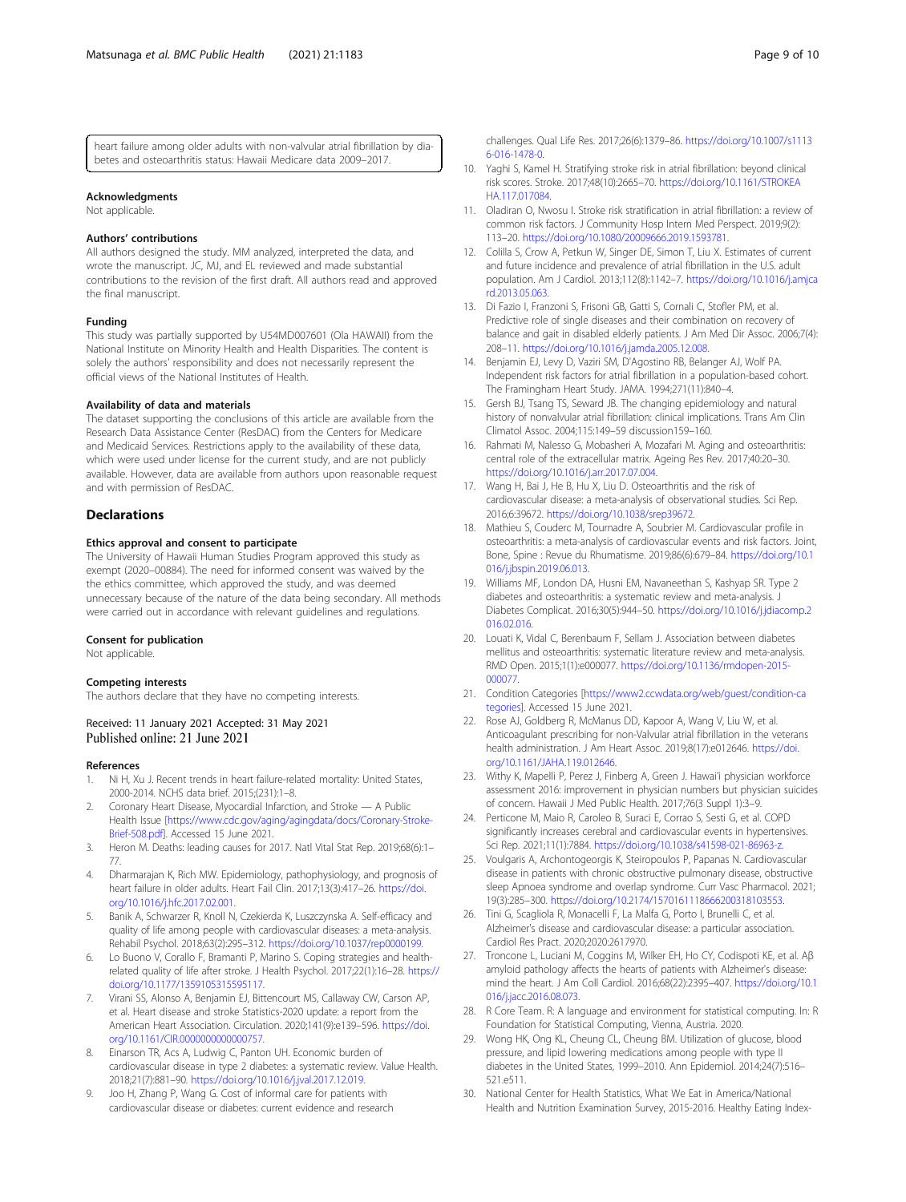heart failure among older adults with non-valvular atrial fibrillation by diabetes and osteoarthritis status: Hawaii Medicare data 2009–2017.

### Acknowledgments

Not applicable.

### Authors' contributions

All authors designed the study. MM analyzed, interpreted the data, and wrote the manuscript. JC, MJ, and EL reviewed and made substantial contributions to the revision of the first draft. All authors read and approved the final manuscript.

### Funding

This study was partially supported by U54MD007601 (Ola HAWAII) from the National Institute on Minority Health and Health Disparities. The content is solely the authors' responsibility and does not necessarily represent the official views of the National Institutes of Health.

### Availability of data and materials

The dataset supporting the conclusions of this article are available from the Research Data Assistance Center (ResDAC) from the Centers for Medicare and Medicaid Services. Restrictions apply to the availability of these data, which were used under license for the current study, and are not publicly available. However, data are available from authors upon reasonable request and with permission of ResDAC.

## Declarations

### Ethics approval and consent to participate

The University of Hawaii Human Studies Program approved this study as exempt (2020–00884). The need for informed consent was waived by the the ethics committee, which approved the study, and was deemed unnecessary because of the nature of the data being secondary. All methods were carried out in accordance with relevant guidelines and regulations.

### Consent for publication

Not applicable.

### Competing interests

The authors declare that they have no competing interests.

Received: 11 January 2021 Accepted: 31 May 2021
Published online: 21 June 2021

### References

1. Ni H, Xu J. Recent trends in heart failure-related mortality: United States, 2000-2014. NCHS data brief. 2015;(231):1–8.
2. Coronary Heart Disease, Myocardial Infarction, and Stroke — A Public Health Issue [https://www.cdc.gov/aging/agingdata/docs/Coronary-Stroke-Brief-508.pdf]. Accessed 15 June 2021.
3. Heron M. Deaths: leading causes for 2017. Natl Vital Stat Rep. 2019;68(6):1–77.
4. Dharmarajan K, Rich MW. Epidemiology, pathophysiology, and prognosis of heart failure in older adults. Heart Fail Clin. 2017;13(3):417–26. https://doi.org/10.1016/j.hfc.2017.02.001.
5. Banik A, Schwarzer R, Knoll N, Czekierda K, Luszczynska A. Self-efficacy and quality of life among people with cardiovascular diseases: a meta-analysis. Rehabil Psychol. 2018;63(2):295–312. https://doi.org/10.1037/rep0000199.
6. Lo Buono V, Corallo F, Bramanti P, Marino S. Coping strategies and health-related quality of life after stroke. J Health Psychol. 2017;22(1):16–28. https://doi.org/10.1177/1359105315595117.
7. Virani SS, Alonso A, Benjamin EJ, Bittencourt MS, Callaway CW, Carson AP, et al. Heart disease and stroke Statistics-2020 update: a report from the American Heart Association. Circulation. 2020;141(9):e139–596. https://doi.org/10.1161/CIR.0000000000000757.
8. Einarson TR, Acs A, Ludwig C, Panton UH. Economic burden of cardiovascular disease in type 2 diabetes: a systematic review. Value Health. 2018;21(7):881–90. https://doi.org/10.1016/j.jval.2017.12.019.
9. Joo H, Zhang P, Wang G. Cost of informal care for patients with cardiovascular disease or diabetes: current evidence and research challenges. Qual Life Res. 2017;26(6):1379–86. https://doi.org/10.1007/s11136-016-1478-0.
10. Yaghi S, Kamel H. Stratifying stroke risk in atrial fibrillation: beyond clinical risk scores. Stroke. 2017;48(10):2665–70. https://doi.org/10.1161/STROKEAHA.117.017084.
11. Oladiran O, Nwosu I. Stroke risk stratification in atrial fibrillation: a review of common risk factors. J Community Hosp Intern Med Perspect. 2019;9(2):113–20. https://doi.org/10.1080/20009666.2019.1593781.
12. Colilla S, Crow A, Petkun W, Singer DE, Simon T, Liu X. Estimates of current and future incidence and prevalence of atrial fibrillation in the U.S. adult population. Am J Cardiol. 2013;112(8):1142–7. https://doi.org/10.1016/j.amjcard.2013.05.063.
13. Di Fazio I, Franzoni S, Frisoni GB, Gatti S, Cornali C, Stofler PM, et al. Predictive role of single diseases and their combination on recovery of balance and gait in disabled elderly patients. J Am Med Dir Assoc. 2006;7(4):208–11. https://doi.org/10.1016/j.jamda.2005.12.008.
14. Benjamin EJ, Levy D, Vaziri SM, D'Agostino RB, Belanger AJ, Wolf PA. Independent risk factors for atrial fibrillation in a population-based cohort. The Framingham Heart Study. JAMA. 1994;271(11):840–4.
15. Gersh BJ, Tsang TS, Seward JB. The changing epidemiology and natural history of nonvalvular atrial fibrillation: clinical implications. Trans Am Clin Climatol Assoc. 2004;115:149–59 discussion159–160.
16. Rahmati M, Nalesso G, Mobasheri A, Mozafari M. Aging and osteoarthritis: central role of the extracellular matrix. Ageing Res Rev. 2017;40:20–30. https://doi.org/10.1016/j.arr.2017.07.004.
17. Wang H, Bai J, He B, Hu X, Liu D. Osteoarthritis and the risk of cardiovascular disease: a meta-analysis of observational studies. Sci Rep. 2016;6:39672. https://doi.org/10.1038/srep39672.
18. Mathieu S, Couderc M, Tournadre A, Soubrier M. Cardiovascular profile in osteoarthritis: a meta-analysis of cardiovascular events and risk factors. Joint, Bone, Spine : Revue du Rhumatisme. 2019;86(6):679–84. https://doi.org/10.1016/j.jbspin.2019.06.013.
19. Williams MF, London DA, Husni EM, Navaneethan S, Kashyap SR. Type 2 diabetes and osteoarthritis: a systematic review and meta-analysis. J Diabetes Complicat. 2016;30(5):944–50. https://doi.org/10.1016/j.jdiacomp.2016.02.016.
20. Louati K, Vidal C, Berenbaum F, Sellam J. Association between diabetes mellitus and osteoarthritis: systematic literature review and meta-analysis. RMD Open. 2015;1(1):e000077. https://doi.org/10.1136/rmdopen-2015-000077.
21. Condition Categories [https://www2.ccwdata.org/web/guest/condition-categories]. Accessed 15 June 2021.
22. Rose AJ, Goldberg R, McManus DD, Kapoor A, Wang V, Liu W, et al. Anticoagulant prescribing for non-Valvular atrial fibrillation in the veterans health administration. J Am Heart Assoc. 2019;8(17):e012646. https://doi.org/10.1161/JAHA.119.012646.
23. Withy K, Mapelli P, Perez J, Finberg A, Green J. Hawai'i physician workforce assessment 2016: improvement in physician numbers but physician suicides of concern. Hawaii J Med Public Health. 2017;76(3 Suppl 1):3–9.
24. Perticone M, Maio R, Caroleo B, Suraci E, Corrao S, Sesti G, et al. COPD significantly increases cerebral and cardiovascular events in hypertensives. Sci Rep. 2021;11(1):7884. https://doi.org/10.1038/s41598-021-86963-z.
25. Voulgaris A, Archontogeorgis K, Steiropoulos P, Papanas N. Cardiovascular disease in patients with chronic obstructive pulmonary disease, obstructive sleep Apnoea syndrome and overlap syndrome. Curr Vasc Pharmacol. 2021;19(3):285–300. https://doi.org/10.2174/1570161118666200318103553.
26. Tini G, Scagliola R, Monacelli F, La Malfa G, Porto I, Brunelli C, et al. Alzheimer's disease and cardiovascular disease: a particular association. Cardiol Res Pract. 2020;2020:2617970.
27. Troncone L, Luciani M, Coggins M, Wilker EH, Ho CY, Codispoti KE, et al. Aβ amyloid pathology affects the hearts of patients with Alzheimer's disease: mind the heart. J Am Coll Cardiol. 2016;68(22):2395–407. https://doi.org/10.1016/j.jacc.2016.08.073.
28. R Core Team. R: A language and environment for statistical computing. In: R Foundation for Statistical Computing, Vienna, Austria. 2020.
29. Wong HK, Ong KL, Cheung CL, Cheung BM. Utilization of glucose, blood pressure, and lipid lowering medications among people with type II diabetes in the United States, 1999–2010. Ann Epidemiol. 2014;24(7):516–521.e511.
30. National Center for Health Statistics, What We Eat in America/National Health and Nutrition Examination Survey, 2015-2016. Healthy Eating Index-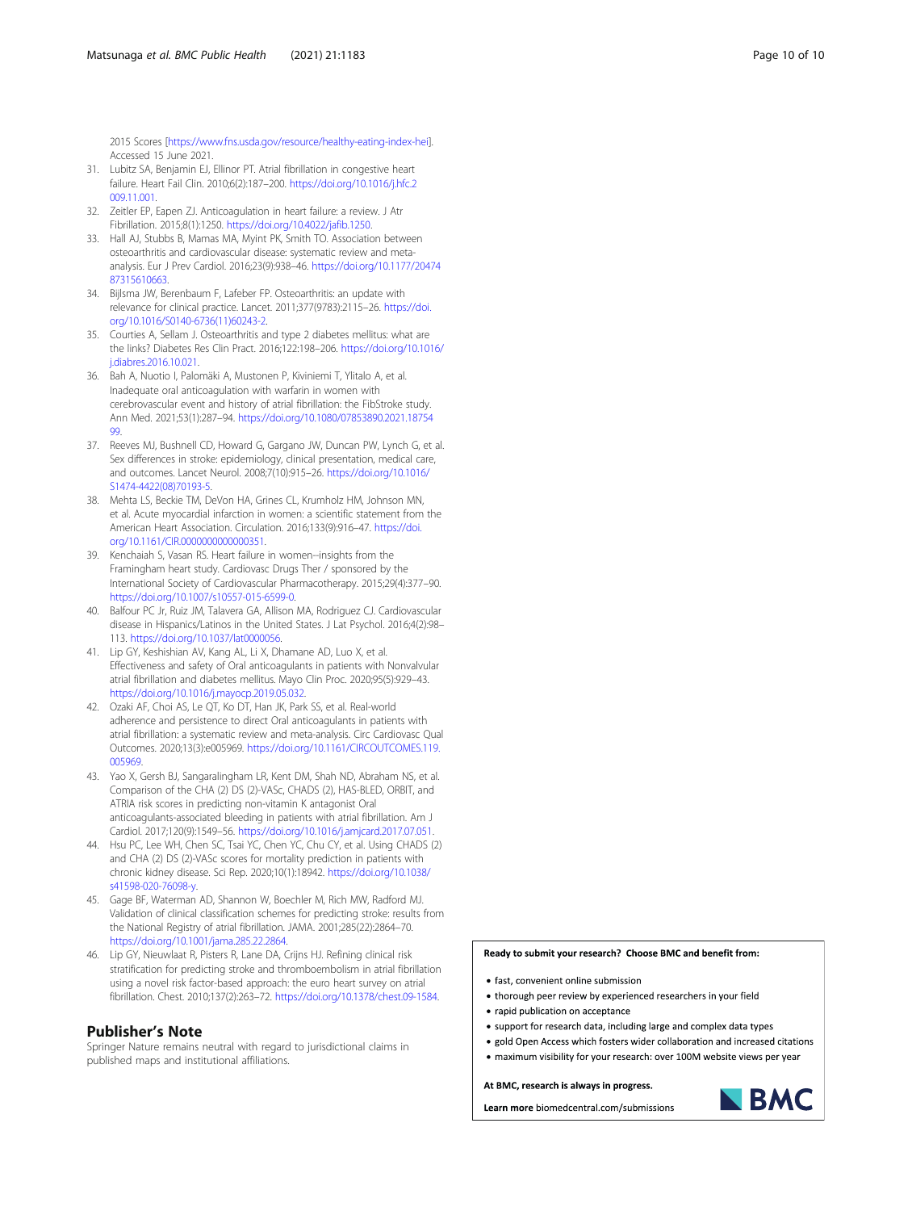2015 Scores [https://www.fns.usda.gov/resource/healthy-eating-index-hei]. Accessed 15 June 2021.

31. Lubitz SA, Benjamin EJ, Ellinor PT. Atrial fibrillation in congestive heart failure. Heart Fail Clin. 2010;6(2):187–200. https://doi.org/10.1016/j.hfc.2009.11.001.
32. Zeitler EP, Eapen ZJ. Anticoagulation in heart failure: a review. J Atr Fibrillation. 2015;8(1):1250. https://doi.org/10.4022/jafib.1250.
33. Hall AJ, Stubbs B, Mamas MA, Myint PK, Smith TO. Association between osteoarthritis and cardiovascular disease: systematic review and meta-analysis. Eur J Prev Cardiol. 2016;23(9):938–46. https://doi.org/10.1177/2047487315610663.
34. Bijlsma JW, Berenbaum F, Lafeber FP. Osteoarthritis: an update with relevance for clinical practice. Lancet. 2011;377(9783):2115–26. https://doi.org/10.1016/S0140-6736(11)60243-2.
35. Courties A, Sellam J. Osteoarthritis and type 2 diabetes mellitus: what are the links? Diabetes Res Clin Pract. 2016;122:198–206. https://doi.org/10.1016/j.diabres.2016.10.021.
36. Bah A, Nuotio I, Palomäki A, Mustonen P, Kiviniemi T, Ylitalo A, et al. Inadequate oral anticoagulation with warfarin in women with cerebrovascular event and history of atrial fibrillation: the FibStroke study. Ann Med. 2021;53(1):287–94. https://doi.org/10.1080/07853890.2021.1875499.
37. Reeves MJ, Bushnell CD, Howard G, Gargano JW, Duncan PW, Lynch G, et al. Sex differences in stroke: epidemiology, clinical presentation, medical care, and outcomes. Lancet Neurol. 2008;7(10):915–26. https://doi.org/10.1016/S1474-4422(08)70193-5.
38. Mehta LS, Beckie TM, DeVon HA, Grines CL, Krumholz HM, Johnson MN, et al. Acute myocardial infarction in women: a scientific statement from the American Heart Association. Circulation. 2016;133(9):916–47. https://doi.org/10.1161/CIR.0000000000000351.
39. Kenchaiah S, Vasan RS. Heart failure in women--insights from the Framingham heart study. Cardiovasc Drugs Ther / sponsored by the International Society of Cardiovascular Pharmacotherapy. 2015;29(4):377–90. https://doi.org/10.1007/s10557-015-6599-0.
40. Balfour PC Jr, Ruiz JM, Talavera GA, Allison MA, Rodriguez CJ. Cardiovascular disease in Hispanics/Latinos in the United States. J Lat Psychol. 2016;4(2):98–113. https://doi.org/10.1037/lat0000056.
41. Lip GY, Keshishian AV, Kang AL, Li X, Dhamane AD, Luo X, et al. Effectiveness and safety of Oral anticoagulants in patients with Nonvalvular atrial fibrillation and diabetes mellitus. Mayo Clin Proc. 2020;95(5):929–43. https://doi.org/10.1016/j.mayocp.2019.05.032.
42. Ozaki AF, Choi AS, Le QT, Ko DT, Han JK, Park SS, et al. Real-world adherence and persistence to direct Oral anticoagulants in patients with atrial fibrillation: a systematic review and meta-analysis. Circ Cardiovasc Qual Outcomes. 2020;13(3):e005969. https://doi.org/10.1161/CIRCOUTCOMES.119.005969.
43. Yao X, Gersh BJ, Sangaralingham LR, Kent DM, Shah ND, Abraham NS, et al. Comparison of the CHA (2) DS (2)-VASc, CHADS (2), HAS-BLED, ORBIT, and ATRIA risk scores in predicting non-vitamin K antagonist Oral anticoagulants-associated bleeding in patients with atrial fibrillation. Am J Cardiol. 2017;120(9):1549–56. https://doi.org/10.1016/j.amjcard.2017.07.051.
44. Hsu PC, Lee WH, Chen SC, Tsai YC, Chen YC, Chu CY, et al. Using CHADS (2) and CHA (2) DS (2)-VASc scores for mortality prediction in patients with chronic kidney disease. Sci Rep. 2020;10(1):18942. https://doi.org/10.1038/s41598-020-76098-y.
45. Gage BF, Waterman AD, Shannon W, Boechler M, Rich MW, Radford MJ. Validation of clinical classification schemes for predicting stroke: results from the National Registry of atrial fibrillation. JAMA. 2001;285(22):2864–70. https://doi.org/10.1001/jama.285.22.2864.
46. Lip GY, Nieuwlaat R, Pisters R, Lane DA, Crijns HJ. Refining clinical risk stratification for predicting stroke and thromboembolism in atrial fibrillation using a novel risk factor-based approach: the euro heart survey on atrial fibrillation. Chest. 2010;137(2):263–72. https://doi.org/10.1378/chest.09-1584.

## Publisher's Note

Springer Nature remains neutral with regard to jurisdictional claims in published maps and institutional affiliations.

**Ready to submit your research? Choose BMC and benefit from:**

- fast, convenient online submission
- thorough peer review by experienced researchers in your field
- rapid publication on acceptance
- support for research data, including large and complex data types
- gold Open Access which fosters wider collaboration and increased citations
- maximum visibility for your research: over 100M website views per year

**At BMC, research is always in progress.**

**Learn more** biomedcentral.com/submissions

BMC